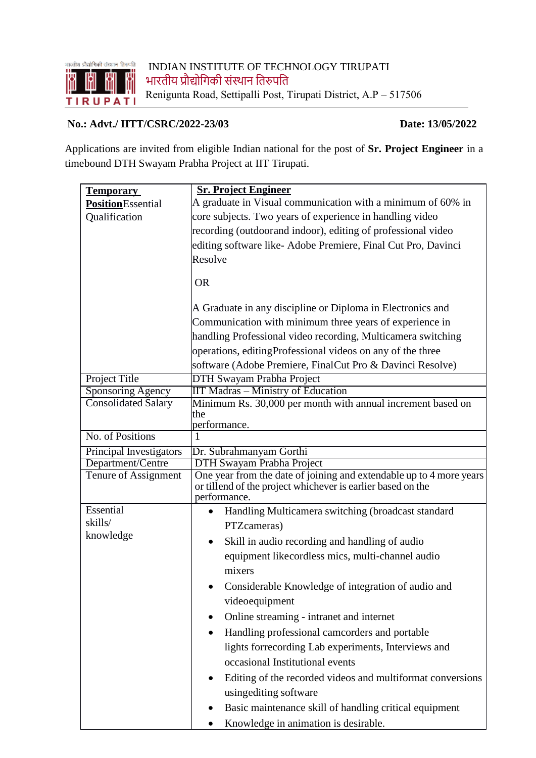INDIAN INSTITUTE OF TECHNOLOGY TIRUPATI
भारतीय प्रौद्योगिकी संस्थान तिरुपति
Renigunta Road, Settipalli Post, Tirupati District, A.P – 517506

**No.: Advt./ IITT/CSRC/2022-23/03** **Date: 13/05/2022**

Applications are invited from eligible Indian national for the post of **Sr. Project Engineer** in a timebound DTH Swayam Prabha Project at IIT Tirupati.

| | |
|---|---|
| **Temporary Position** Essential Qualification | **Sr. Project Engineer**<br>A graduate in Visual communication with a minimum of 60% in core subjects. Two years of experience in handling video recording (outdoorand indoor), editing of professional video editing software like- Adobe Premiere, Final Cut Pro, Davinci Resolve<br><br>OR<br><br>A Graduate in any discipline or Diploma in Electronics and Communication with minimum three years of experience in handling Professional video recording, Multicamera switching operations, editingProfessional videos on any of the three software (Adobe Premiere, FinalCut Pro & Davinci Resolve) |
| Project Title | DTH Swayam Prabha Project |
| Sponsoring Agency | IIT Madras – Ministry of Education |
| Consolidated Salary | Minimum Rs. 30,000 per month with annual increment based on the performance. |
| No. of Positions | 1 |
| Principal Investigators | Dr. Subrahmanyam Gorthi |
| Department/Centre | DTH Swayam Prabha Project |
| Tenure of Assignment | One year from the date of joining and extendable up to 4 more years or tillend of the project whichever is earlier based on the performance. |
| Essential skills/ knowledge | • Handling Multicamera switching (broadcast standard PTZcameras)<br>• Skill in audio recording and handling of audio equipment likecordless mics, multi-channel audio mixers<br>• Considerable Knowledge of integration of audio and videoequipment<br>• Online streaming - intranet and internet<br>• Handling professional camcorders and portable lights forrecording Lab experiments, Interviews and occasional Institutional events<br>• Editing of the recorded videos and multiformat conversions usingediting software<br>• Basic maintenance skill of handling critical equipment<br>• Knowledge in animation is desirable. |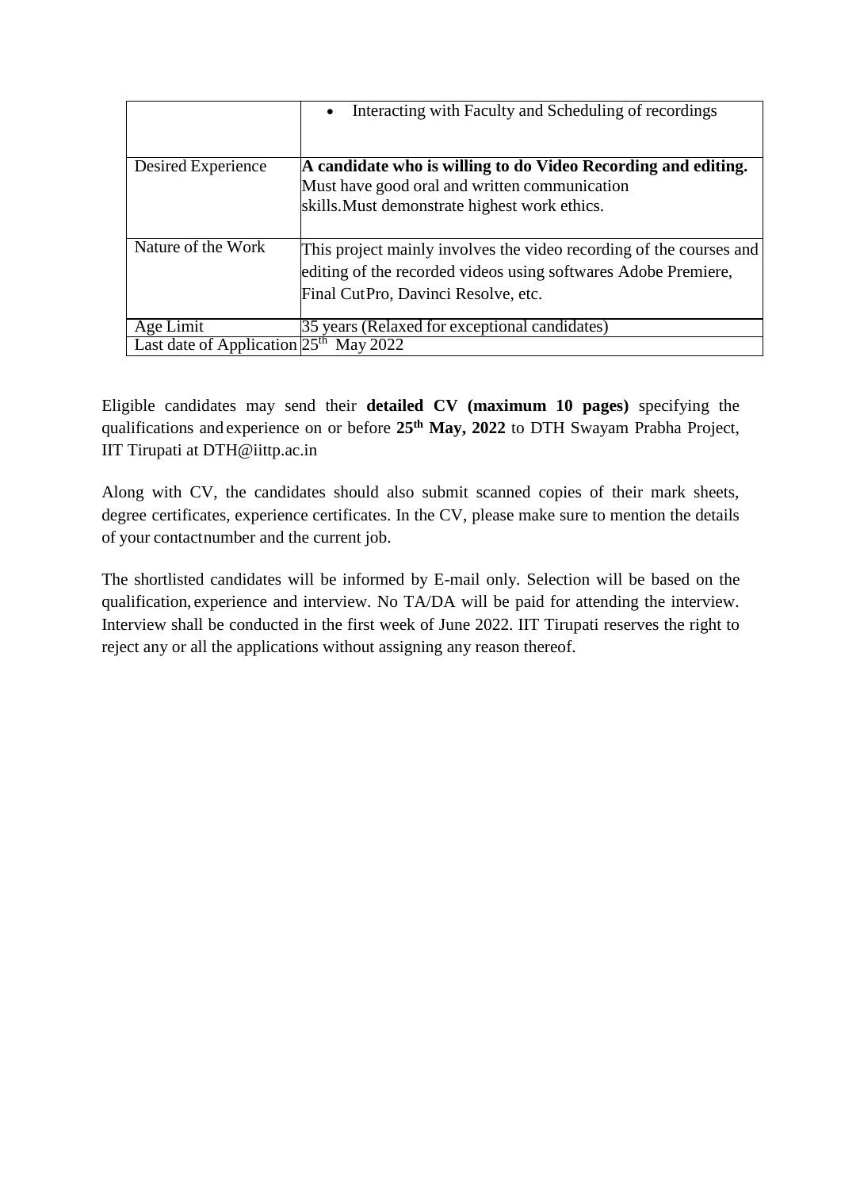| | |
|---|---|
| | • Interacting with Faculty and Scheduling of recordings |
| Desired Experience | **A candidate who is willing to do Video Recording and editing.** Must have good oral and written communication skills.Must demonstrate highest work ethics. |
| Nature of the Work | This project mainly involves the video recording of the courses and editing of the recorded videos using softwares Adobe Premiere, Final CutPro, Davinci Resolve, etc. |
| Age Limit | 35 years (Relaxed for exceptional candidates) |
| Last date of Application | 25th May 2022 |

Eligible candidates may send their **detailed CV (maximum 10 pages)** specifying the qualifications and experience on or before **25th May, 2022** to DTH Swayam Prabha Project, IIT Tirupati at DTH@iittp.ac.in

Along with CV, the candidates should also submit scanned copies of their mark sheets, degree certificates, experience certificates. In the CV, please make sure to mention the details of your contactnumber and the current job.

The shortlisted candidates will be informed by E-mail only. Selection will be based on the qualification, experience and interview. No TA/DA will be paid for attending the interview. Interview shall be conducted in the first week of June 2022. IIT Tirupati reserves the right to reject any or all the applications without assigning any reason thereof.